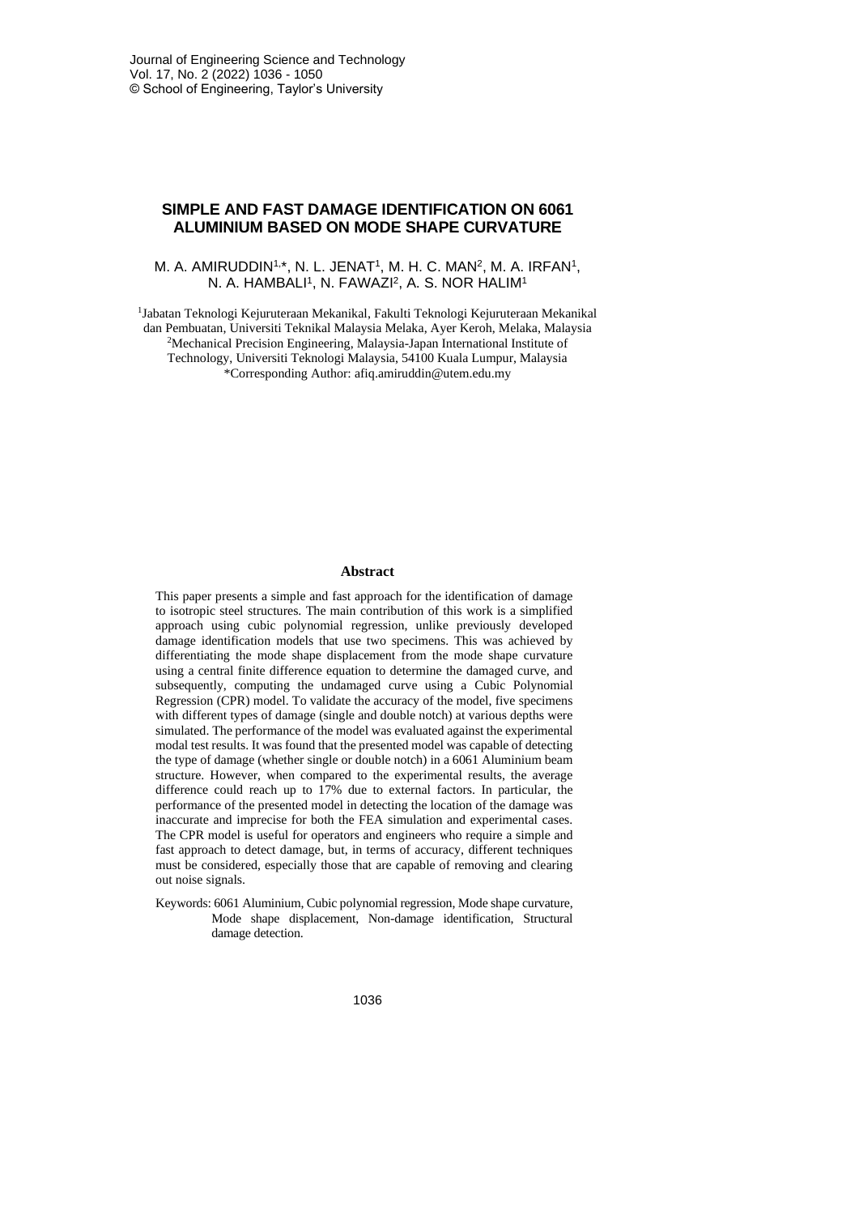# SIMPLE AND FAST DAMAGE IDENTIFICATION ON 6061 ALUMINIUM BASED ON MODE SHAPE CURVATURE

M. A. AMIRUDDIN[1,*], N. L. JENAT[1], M. H. C. MAN[2], M. A. IRFAN[1], N. A. HAMBALI[1], N. FAWAZI[2], A. S. NOR HALIM[1]

[1]Jabatan Teknologi Kejuruteraan Mekanikal, Fakulti Teknologi Kejuruteraan Mekanikal dan Pembuatan, Universiti Teknikal Malaysia Melaka, Ayer Keroh, Melaka, Malaysia

[2]Mechanical Precision Engineering, Malaysia-Japan International Institute of Technology, Universiti Teknologi Malaysia, 54100 Kuala Lumpur, Malaysia

*Corresponding Author: afiq.amiruddin@utem.edu.my

## Abstract

This paper presents a simple and fast approach for the identification of damage to isotropic steel structures. The main contribution of this work is a simplified approach using cubic polynomial regression, unlike previously developed damage identification models that use two specimens. This was achieved by differentiating the mode shape displacement from the mode shape curvature using a central finite difference equation to determine the damaged curve, and subsequently, computing the undamaged curve using a Cubic Polynomial Regression (CPR) model. To validate the accuracy of the model, five specimens with different types of damage (single and double notch) at various depths were simulated. The performance of the model was evaluated against the experimental modal test results. It was found that the presented model was capable of detecting the type of damage (whether single or double notch) in a 6061 Aluminium beam structure. However, when compared to the experimental results, the average difference could reach up to 17% due to external factors. In particular, the performance of the presented model in detecting the location of the damage was inaccurate and imprecise for both the FEA simulation and experimental cases. The CPR model is useful for operators and engineers who require a simple and fast approach to detect damage, but, in terms of accuracy, different techniques must be considered, especially those that are capable of removing and clearing out noise signals.

Keywords: 6061 Aluminium, Cubic polynomial regression, Mode shape curvature, Mode shape displacement, Non-damage identification, Structural damage detection.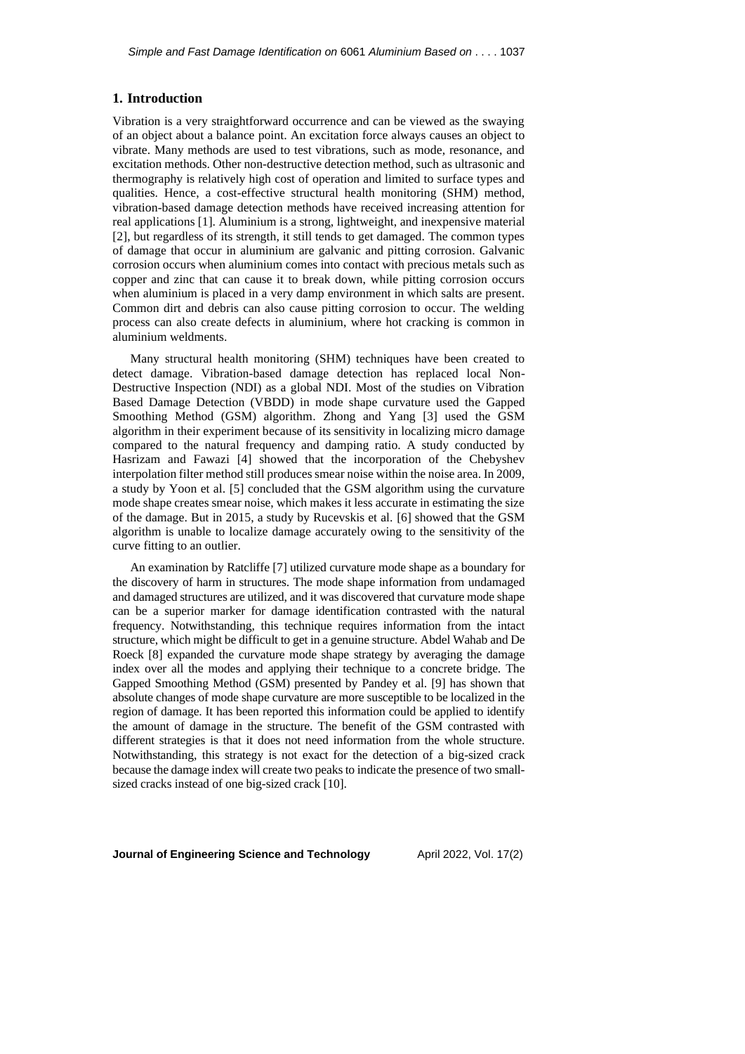## 1. Introduction

Vibration is a very straightforward occurrence and can be viewed as the swaying of an object about a balance point. An excitation force always causes an object to vibrate. Many methods are used to test vibrations, such as mode, resonance, and excitation methods. Other non-destructive detection method, such as ultrasonic and thermography is relatively high cost of operation and limited to surface types and qualities. Hence, a cost-effective structural health monitoring (SHM) method, vibration-based damage detection methods have received increasing attention for real applications [1]. Aluminium is a strong, lightweight, and inexpensive material [2], but regardless of its strength, it still tends to get damaged. The common types of damage that occur in aluminium are galvanic and pitting corrosion. Galvanic corrosion occurs when aluminium comes into contact with precious metals such as copper and zinc that can cause it to break down, while pitting corrosion occurs when aluminium is placed in a very damp environment in which salts are present. Common dirt and debris can also cause pitting corrosion to occur. The welding process can also create defects in aluminium, where hot cracking is common in aluminium weldments.

Many structural health monitoring (SHM) techniques have been created to detect damage. Vibration-based damage detection has replaced local Non-Destructive Inspection (NDI) as a global NDI. Most of the studies on Vibration Based Damage Detection (VBDD) in mode shape curvature used the Gapped Smoothing Method (GSM) algorithm. Zhong and Yang [3] used the GSM algorithm in their experiment because of its sensitivity in localizing micro damage compared to the natural frequency and damping ratio. A study conducted by Hasrizam and Fawazi [4] showed that the incorporation of the Chebyshev interpolation filter method still produces smear noise within the noise area. In 2009, a study by Yoon et al. [5] concluded that the GSM algorithm using the curvature mode shape creates smear noise, which makes it less accurate in estimating the size of the damage. But in 2015, a study by Rucevskis et al. [6] showed that the GSM algorithm is unable to localize damage accurately owing to the sensitivity of the curve fitting to an outlier.

An examination by Ratcliffe [7] utilized curvature mode shape as a boundary for the discovery of harm in structures. The mode shape information from undamaged and damaged structures are utilized, and it was discovered that curvature mode shape can be a superior marker for damage identification contrasted with the natural frequency. Notwithstanding, this technique requires information from the intact structure, which might be difficult to get in a genuine structure. Abdel Wahab and De Roeck [8] expanded the curvature mode shape strategy by averaging the damage index over all the modes and applying their technique to a concrete bridge. The Gapped Smoothing Method (GSM) presented by Pandey et al. [9] has shown that absolute changes of mode shape curvature are more susceptible to be localized in the region of damage. It has been reported this information could be applied to identify the amount of damage in the structure. The benefit of the GSM contrasted with different strategies is that it does not need information from the whole structure. Notwithstanding, this strategy is not exact for the detection of a big-sized crack because the damage index will create two peaks to indicate the presence of two small-sized cracks instead of one big-sized crack [10].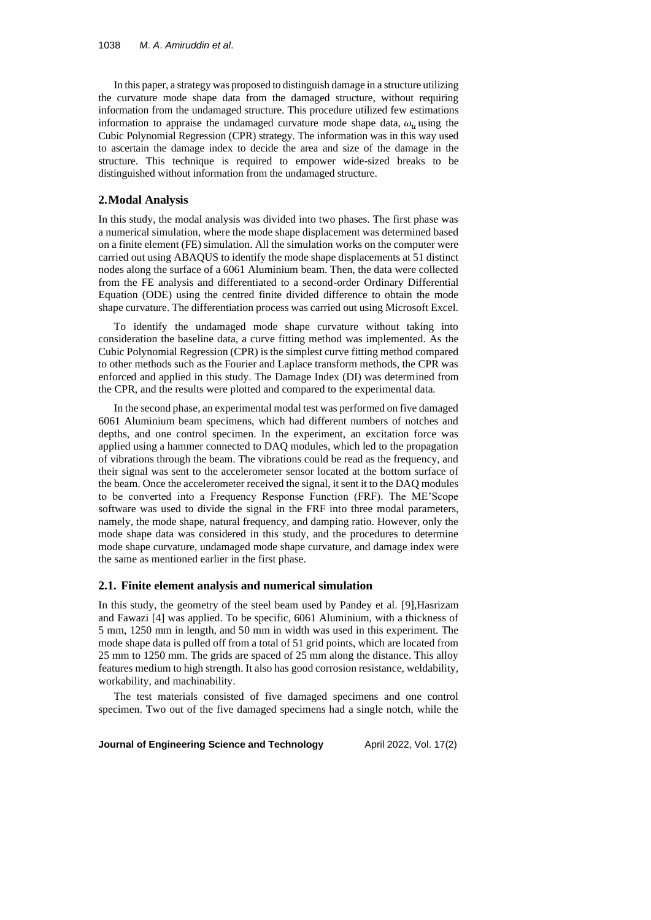In this paper, a strategy was proposed to distinguish damage in a structure utilizing the curvature mode shape data from the damaged structure, without requiring information from the undamaged structure. This procedure utilized few estimations information to appraise the undamaged curvature mode shape data, $\omega_u$ using the Cubic Polynomial Regression (CPR) strategy. The information was in this way used to ascertain the damage index to decide the area and size of the damage in the structure. This technique is required to empower wide-sized breaks to be distinguished without information from the undamaged structure.

## 2. Modal Analysis

In this study, the modal analysis was divided into two phases. The first phase was a numerical simulation, where the mode shape displacement was determined based on a finite element (FE) simulation. All the simulation works on the computer were carried out using ABAQUS to identify the mode shape displacements at 51 distinct nodes along the surface of a 6061 Aluminium beam. Then, the data were collected from the FE analysis and differentiated to a second-order Ordinary Differential Equation (ODE) using the centred finite divided difference to obtain the mode shape curvature. The differentiation process was carried out using Microsoft Excel.

To identify the undamaged mode shape curvature without taking into consideration the baseline data, a curve fitting method was implemented. As the Cubic Polynomial Regression (CPR) is the simplest curve fitting method compared to other methods such as the Fourier and Laplace transform methods, the CPR was enforced and applied in this study. The Damage Index (DI) was determined from the CPR, and the results were plotted and compared to the experimental data.

In the second phase, an experimental modal test was performed on five damaged 6061 Aluminium beam specimens, which had different numbers of notches and depths, and one control specimen. In the experiment, an excitation force was applied using a hammer connected to DAQ modules, which led to the propagation of vibrations through the beam. The vibrations could be read as the frequency, and their signal was sent to the accelerometer sensor located at the bottom surface of the beam. Once the accelerometer received the signal, it sent it to the DAQ modules to be converted into a Frequency Response Function (FRF). The ME'Scope software was used to divide the signal in the FRF into three modal parameters, namely, the mode shape, natural frequency, and damping ratio. However, only the mode shape data was considered in this study, and the procedures to determine mode shape curvature, undamaged mode shape curvature, and damage index were the same as mentioned earlier in the first phase.

### 2.1. Finite element analysis and numerical simulation

In this study, the geometry of the steel beam used by Pandey et al. [9],Hasrizam and Fawazi [4] was applied. To be specific, 6061 Aluminium, with a thickness of 5 mm, 1250 mm in length, and 50 mm in width was used in this experiment. The mode shape data is pulled off from a total of 51 grid points, which are located from 25 mm to 1250 mm. The grids are spaced of 25 mm along the distance. This alloy features medium to high strength. It also has good corrosion resistance, weldability, workability, and machinability.

The test materials consisted of five damaged specimens and one control specimen. Two out of the five damaged specimens had a single notch, while the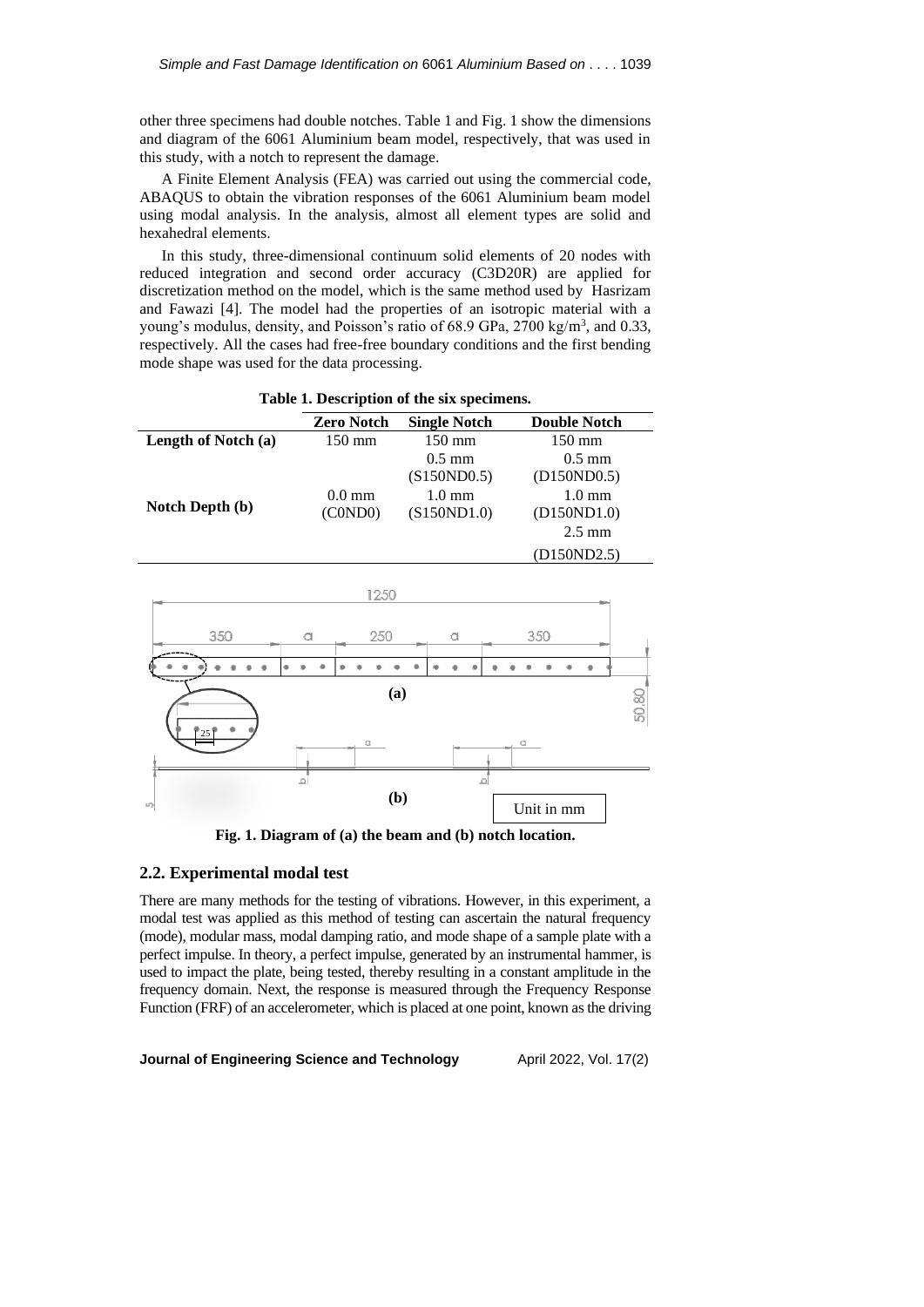other three specimens had double notches. Table 1 and Fig. 1 show the dimensions and diagram of the 6061 Aluminium beam model, respectively, that was used in this study, with a notch to represent the damage.

A Finite Element Analysis (FEA) was carried out using the commercial code, ABAQUS to obtain the vibration responses of the 6061 Aluminium beam model using modal analysis. In the analysis, almost all element types are solid and hexahedral elements.

In this study, three-dimensional continuum solid elements of 20 nodes with reduced integration and second order accuracy (C3D20R) are applied for discretization method on the model, which is the same method used by Hasrizam and Fawazi [4]. The model had the properties of an isotropic material with a young's modulus, density, and Poisson's ratio of 68.9 GPa, 2700 kg/m$^3$, and 0.33, respectively. All the cases had free-free boundary conditions and the first bending mode shape was used for the data processing.

**Table 1. Description of the six specimens.**

| | Zero Notch | Single Notch | Double Notch |
|---|---|---|---|
| **Length of Notch (a)** | 150 mm | 150 mm | 150 mm |
| **Notch Depth (b)** | | 0.5 mm (S150ND0.5) | 0.5 mm (D150ND0.5) |
| | 0.0 mm (C0ND0) | 1.0 mm (S150ND1.0) | 1.0 mm (D150ND1.0) |
| | | | 2.5 mm (D150ND2.5) |

**Fig. 1. Diagram of (a) the beam and (b) notch location.**

## 2.2. Experimental modal test

There are many methods for the testing of vibrations. However, in this experiment, a modal test was applied as this method of testing can ascertain the natural frequency (mode), modular mass, modal damping ratio, and mode shape of a sample plate with a perfect impulse. In theory, a perfect impulse, generated by an instrumental hammer, is used to impact the plate, being tested, thereby resulting in a constant amplitude in the frequency domain. Next, the response is measured through the Frequency Response Function (FRF) of an accelerometer, which is placed at one point, known as the driving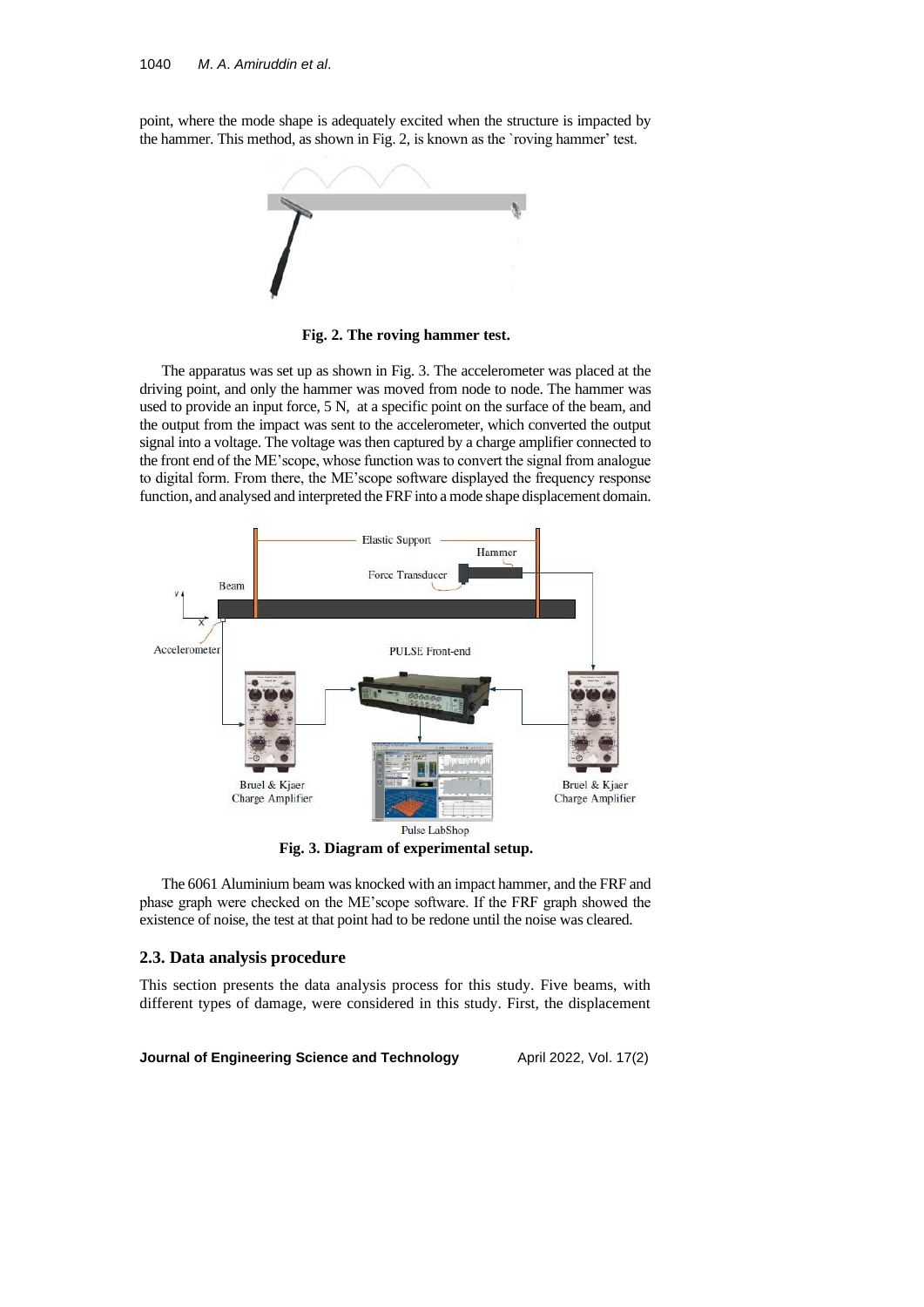point, where the mode shape is adequately excited when the structure is impacted by the hammer. This method, as shown in Fig. 2, is known as the `roving hammer' test.

**Fig. 2. The roving hammer test.**

The apparatus was set up as shown in Fig. 3. The accelerometer was placed at the driving point, and only the hammer was moved from node to node. The hammer was used to provide an input force, 5 N, at a specific point on the surface of the beam, and the output from the impact was sent to the accelerometer, which converted the output signal into a voltage. The voltage was then captured by a charge amplifier connected to the front end of the ME'scope, whose function was to convert the signal from analogue to digital form. From there, the ME'scope software displayed the frequency response function, and analysed and interpreted the FRF into a mode shape displacement domain.

**Fig. 3. Diagram of experimental setup.**

The 6061 Aluminium beam was knocked with an impact hammer, and the FRF and phase graph were checked on the ME'scope software. If the FRF graph showed the existence of noise, the test at that point had to be redone until the noise was cleared.

### 2.3. Data analysis procedure

This section presents the data analysis process for this study. Five beams, with different types of damage, were considered in this study. First, the displacement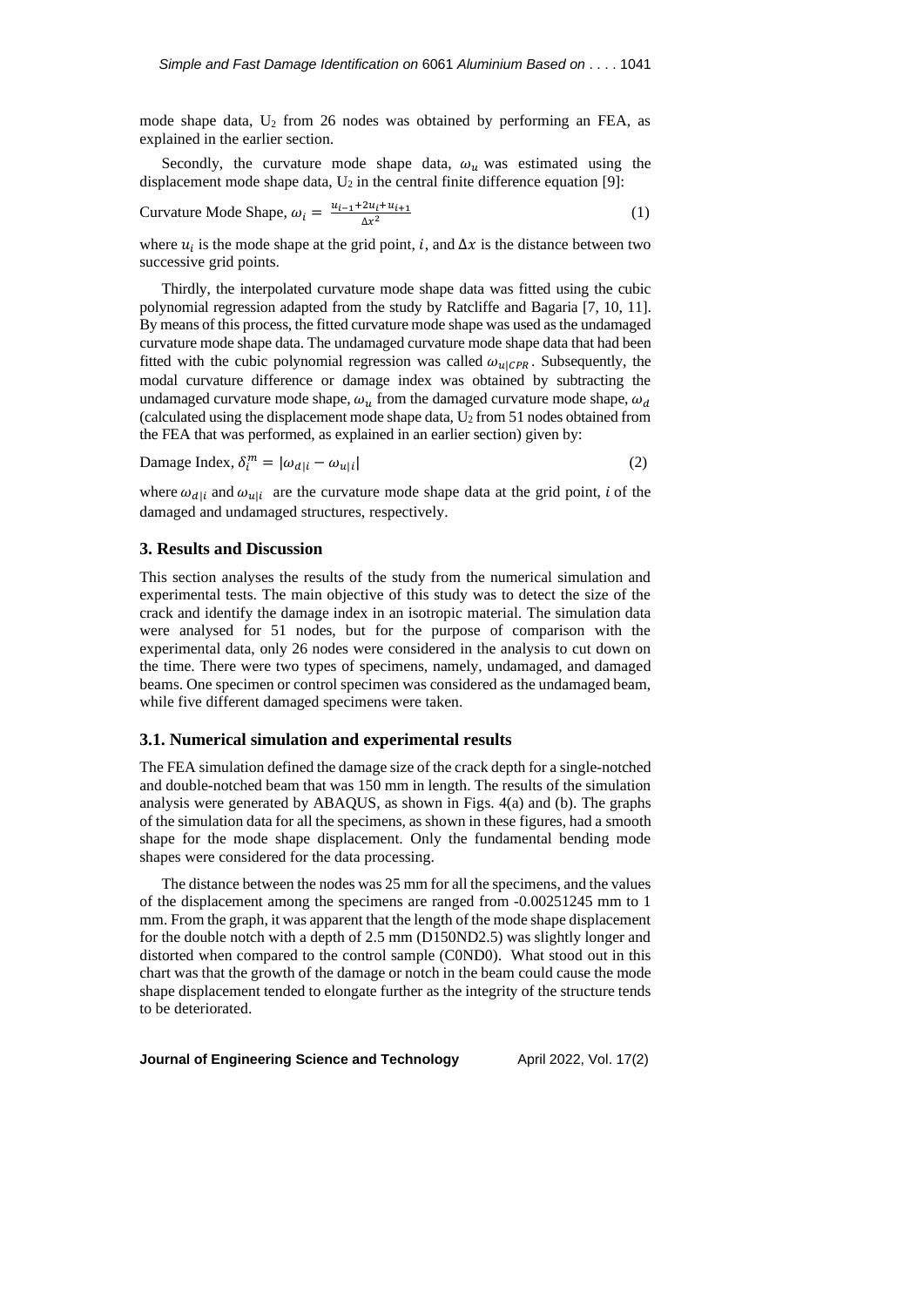mode shape data, $U_2$ from 26 nodes was obtained by performing an FEA, as explained in the earlier section.

Secondly, the curvature mode shape data, $\omega_u$ was estimated using the displacement mode shape data, $U_2$ in the central finite difference equation [9]:

$$\text{Curvature Mode Shape, } \omega_i = \frac{u_{i-1}+2u_i+u_{i+1}}{\Delta x^2} \tag{1}$$

where $u_i$ is the mode shape at the grid point, $i$, and $\Delta x$ is the distance between two successive grid points.

Thirdly, the interpolated curvature mode shape data was fitted using the cubic polynomial regression adapted from the study by Ratcliffe and Bagaria [7, 10, 11]. By means of this process, the fitted curvature mode shape was used as the undamaged curvature mode shape data. The undamaged curvature mode shape data that had been fitted with the cubic polynomial regression was called $\omega_{u|CPR}$. Subsequently, the modal curvature difference or damage index was obtained by subtracting the undamaged curvature mode shape, $\omega_u$ from the damaged curvature mode shape, $\omega_d$ (calculated using the displacement mode shape data, $U_2$ from 51 nodes obtained from the FEA that was performed, as explained in an earlier section) given by:

$$\text{Damage Index, } \delta_i^m = |\omega_{d|i} - \omega_{u|i}| \tag{2}$$

where $\omega_{d|i}$ and $\omega_{u|i}$ are the curvature mode shape data at the grid point, $i$ of the damaged and undamaged structures, respectively.

## 3. Results and Discussion

This section analyses the results of the study from the numerical simulation and experimental tests. The main objective of this study was to detect the size of the crack and identify the damage index in an isotropic material. The simulation data were analysed for 51 nodes, but for the purpose of comparison with the experimental data, only 26 nodes were considered in the analysis to cut down on the time. There were two types of specimens, namely, undamaged, and damaged beams. One specimen or control specimen was considered as the undamaged beam, while five different damaged specimens were taken.

### 3.1. Numerical simulation and experimental results

The FEA simulation defined the damage size of the crack depth for a single-notched and double-notched beam that was 150 mm in length. The results of the simulation analysis were generated by ABAQUS, as shown in Figs. 4(a) and (b). The graphs of the simulation data for all the specimens, as shown in these figures, had a smooth shape for the mode shape displacement. Only the fundamental bending mode shapes were considered for the data processing.

The distance between the nodes was 25 mm for all the specimens, and the values of the displacement among the specimens are ranged from -0.00251245 mm to 1 mm. From the graph, it was apparent that the length of the mode shape displacement for the double notch with a depth of 2.5 mm (D150ND2.5) was slightly longer and distorted when compared to the control sample (C0ND0). What stood out in this chart was that the growth of the damage or notch in the beam could cause the mode shape displacement tended to elongate further as the integrity of the structure tends to be deteriorated.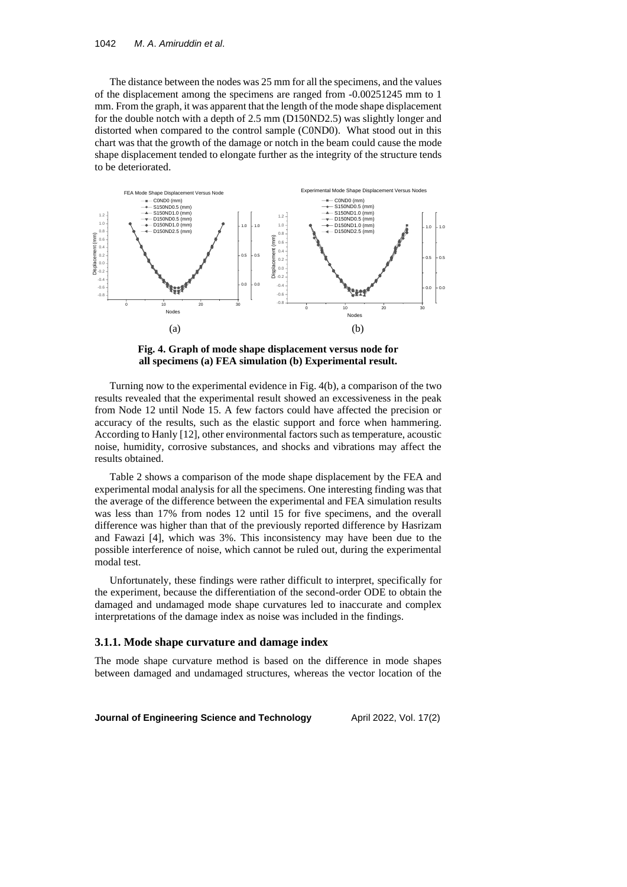The distance between the nodes was 25 mm for all the specimens, and the values of the displacement among the specimens are ranged from -0.00251245 mm to 1 mm. From the graph, it was apparent that the length of the mode shape displacement for the double notch with a depth of 2.5 mm (D150ND2.5) was slightly longer and distorted when compared to the control sample (C0ND0). What stood out in this chart was that the growth of the damage or notch in the beam could cause the mode shape displacement tended to elongate further as the integrity of the structure tends to be deteriorated.

(a) (b)

**Fig. 4. Graph of mode shape displacement versus node for all specimens (a) FEA simulation (b) Experimental result.**

Turning now to the experimental evidence in Fig. 4(b), a comparison of the two results revealed that the experimental result showed an excessiveness in the peak from Node 12 until Node 15. A few factors could have affected the precision or accuracy of the results, such as the elastic support and force when hammering. According to Hanly [12], other environmental factors such as temperature, acoustic noise, humidity, corrosive substances, and shocks and vibrations may affect the results obtained.

Table 2 shows a comparison of the mode shape displacement by the FEA and experimental modal analysis for all the specimens. One interesting finding was that the average of the difference between the experimental and FEA simulation results was less than 17% from nodes 12 until 15 for five specimens, and the overall difference was higher than that of the previously reported difference by Hasrizam and Fawazi [4], which was 3%. This inconsistency may have been due to the possible interference of noise, which cannot be ruled out, during the experimental modal test.

Unfortunately, these findings were rather difficult to interpret, specifically for the experiment, because the differentiation of the second-order ODE to obtain the damaged and undamaged mode shape curvatures led to inaccurate and complex interpretations of the damage index as noise was included in the findings.

### 3.1.1. Mode shape curvature and damage index

The mode shape curvature method is based on the difference in mode shapes between damaged and undamaged structures, whereas the vector location of the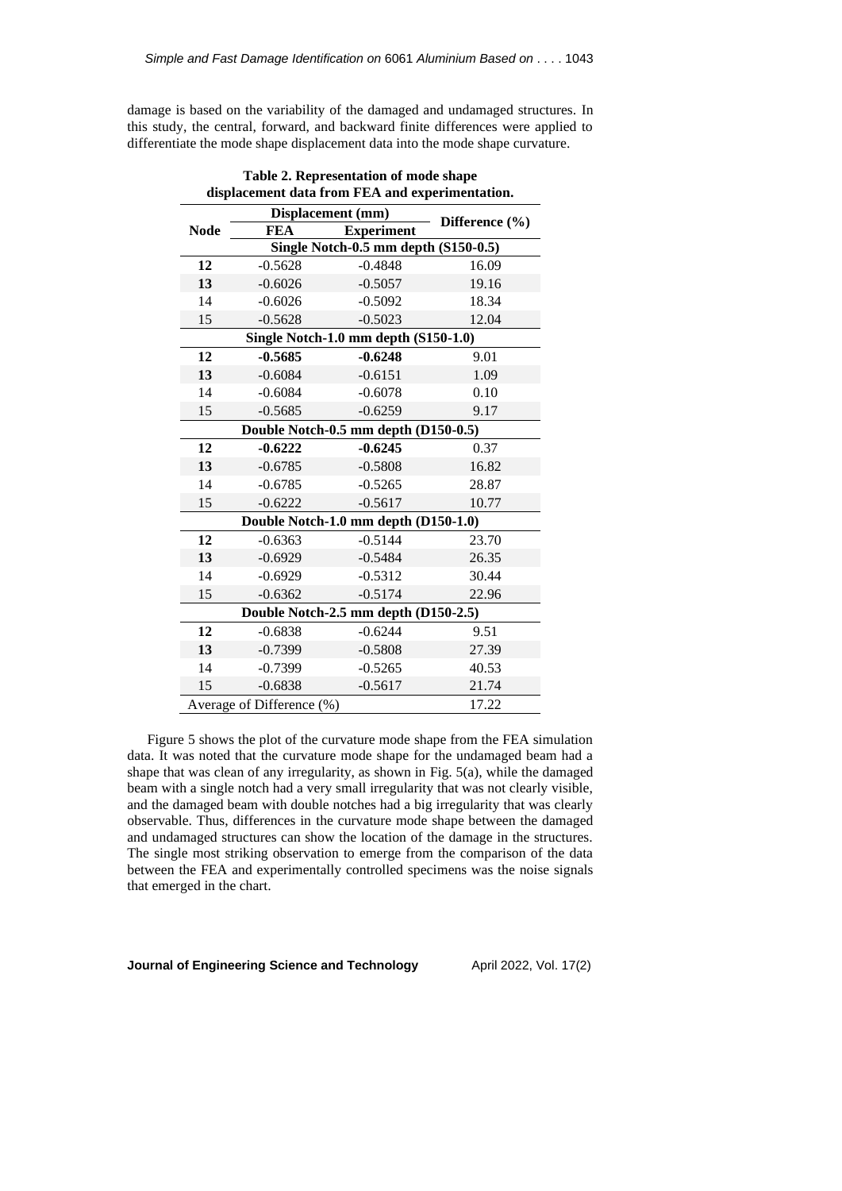damage is based on the variability of the damaged and undamaged structures. In this study, the central, forward, and backward finite differences were applied to differentiate the mode shape displacement data into the mode shape curvature.

**Table 2. Representation of mode shape displacement data from FEA and experimentation.**

| Node | Displacement (mm) | | Difference (%) |
|---|---|---|---|
| | FEA | Experiment | |
| **Single Notch-0.5 mm depth (S150-0.5)** | | | |
| **12** | -0.5628 | -0.4848 | 16.09 |
| **13** | -0.6026 | -0.5057 | 19.16 |
| 14 | -0.6026 | -0.5092 | 18.34 |
| 15 | -0.5628 | -0.5023 | 12.04 |
| **Single Notch-1.0 mm depth (S150-1.0)** | | | |
| **12** | **-0.5685** | **-0.6248** | 9.01 |
| **13** | -0.6084 | -0.6151 | 1.09 |
| 14 | -0.6084 | -0.6078 | 0.10 |
| 15 | -0.5685 | -0.6259 | 9.17 |
| **Double Notch-0.5 mm depth (D150-0.5)** | | | |
| **12** | **-0.6222** | **-0.6245** | 0.37 |
| **13** | -0.6785 | -0.5808 | 16.82 |
| 14 | -0.6785 | -0.5265 | 28.87 |
| 15 | -0.6222 | -0.5617 | 10.77 |
| **Double Notch-1.0 mm depth (D150-1.0)** | | | |
| **12** | -0.6363 | -0.5144 | 23.70 |
| **13** | -0.6929 | -0.5484 | 26.35 |
| 14 | -0.6929 | -0.5312 | 30.44 |
| 15 | -0.6362 | -0.5174 | 22.96 |
| **Double Notch-2.5 mm depth (D150-2.5)** | | | |
| **12** | -0.6838 | -0.6244 | 9.51 |
| **13** | -0.7399 | -0.5808 | 27.39 |
| 14 | -0.7399 | -0.5265 | 40.53 |
| 15 | -0.6838 | -0.5617 | 21.74 |
| Average of Difference (%) | | | 17.22 |

Figure 5 shows the plot of the curvature mode shape from the FEA simulation data. It was noted that the curvature mode shape for the undamaged beam had a shape that was clean of any irregularity, as shown in Fig. 5(a), while the damaged beam with a single notch had a very small irregularity that was not clearly visible, and the damaged beam with double notches had a big irregularity that was clearly observable. Thus, differences in the curvature mode shape between the damaged and undamaged structures can show the location of the damage in the structures. The single most striking observation to emerge from the comparison of the data between the FEA and experimentally controlled specimens was the noise signals that emerged in the chart.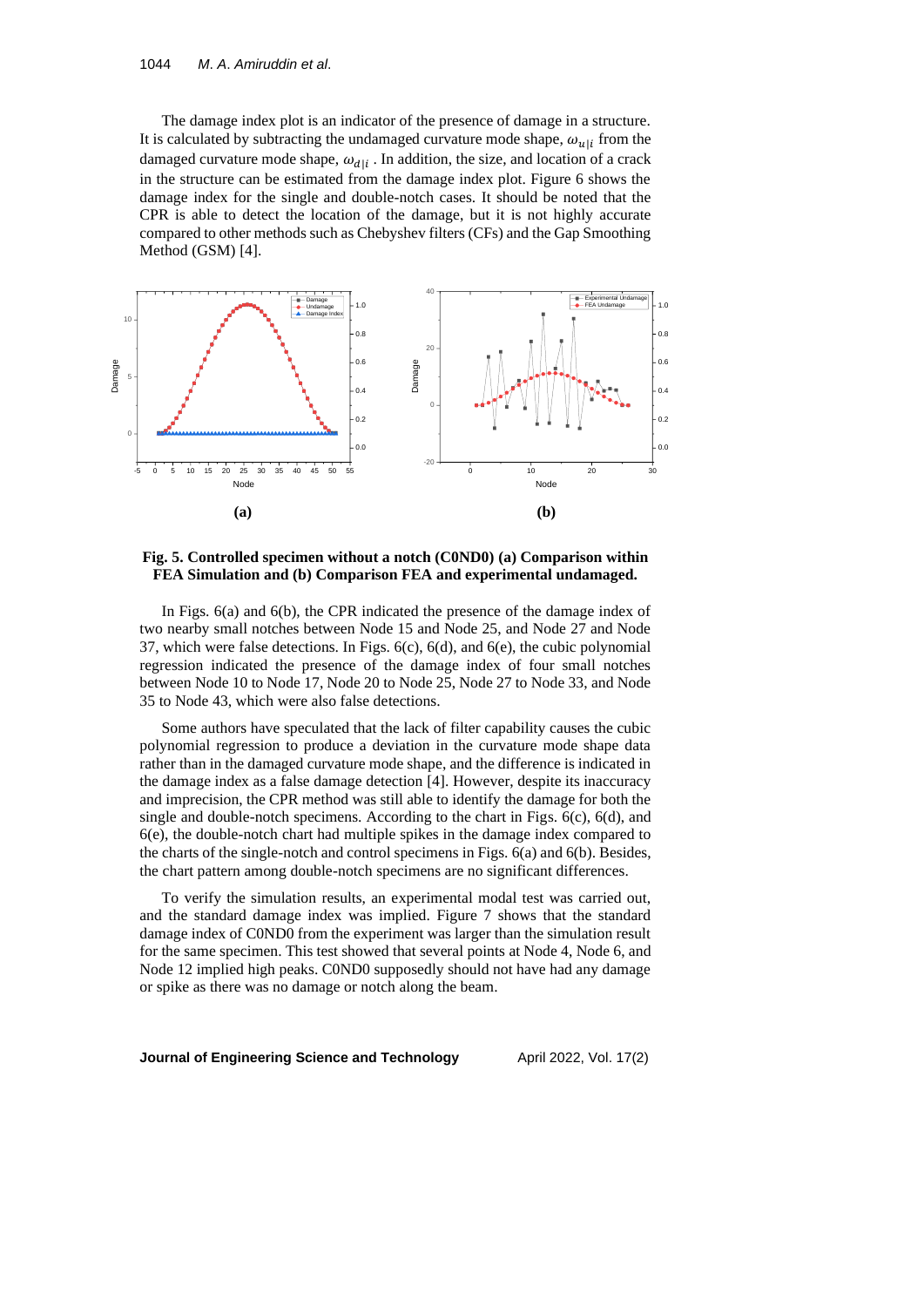The damage index plot is an indicator of the presence of damage in a structure. It is calculated by subtracting the undamaged curvature mode shape, $\omega_{u|i}$ from the damaged curvature mode shape, $\omega_{d|i}$ . In addition, the size, and location of a crack in the structure can be estimated from the damage index plot. Figure 6 shows the damage index for the single and double-notch cases. It should be noted that the CPR is able to detect the location of the damage, but it is not highly accurate compared to other methods such as Chebyshev filters (CFs) and the Gap Smoothing Method (GSM) [4].

**(a)** **(b)**

**Fig. 5. Controlled specimen without a notch (C0ND0) (a) Comparison within FEA Simulation and (b) Comparison FEA and experimental undamaged.**

In Figs. 6(a) and 6(b), the CPR indicated the presence of the damage index of two nearby small notches between Node 15 and Node 25, and Node 27 and Node 37, which were false detections. In Figs. 6(c), 6(d), and 6(e), the cubic polynomial regression indicated the presence of the damage index of four small notches between Node 10 to Node 17, Node 20 to Node 25, Node 27 to Node 33, and Node 35 to Node 43, which were also false detections.

Some authors have speculated that the lack of filter capability causes the cubic polynomial regression to produce a deviation in the curvature mode shape data rather than in the damaged curvature mode shape, and the difference is indicated in the damage index as a false damage detection [4]. However, despite its inaccuracy and imprecision, the CPR method was still able to identify the damage for both the single and double-notch specimens. According to the chart in Figs. 6(c), 6(d), and 6(e), the double-notch chart had multiple spikes in the damage index compared to the charts of the single-notch and control specimens in Figs. 6(a) and 6(b). Besides, the chart pattern among double-notch specimens are no significant differences.

To verify the simulation results, an experimental modal test was carried out, and the standard damage index was implied. Figure 7 shows that the standard damage index of C0ND0 from the experiment was larger than the simulation result for the same specimen. This test showed that several points at Node 4, Node 6, and Node 12 implied high peaks. C0ND0 supposedly should not have had any damage or spike as there was no damage or notch along the beam.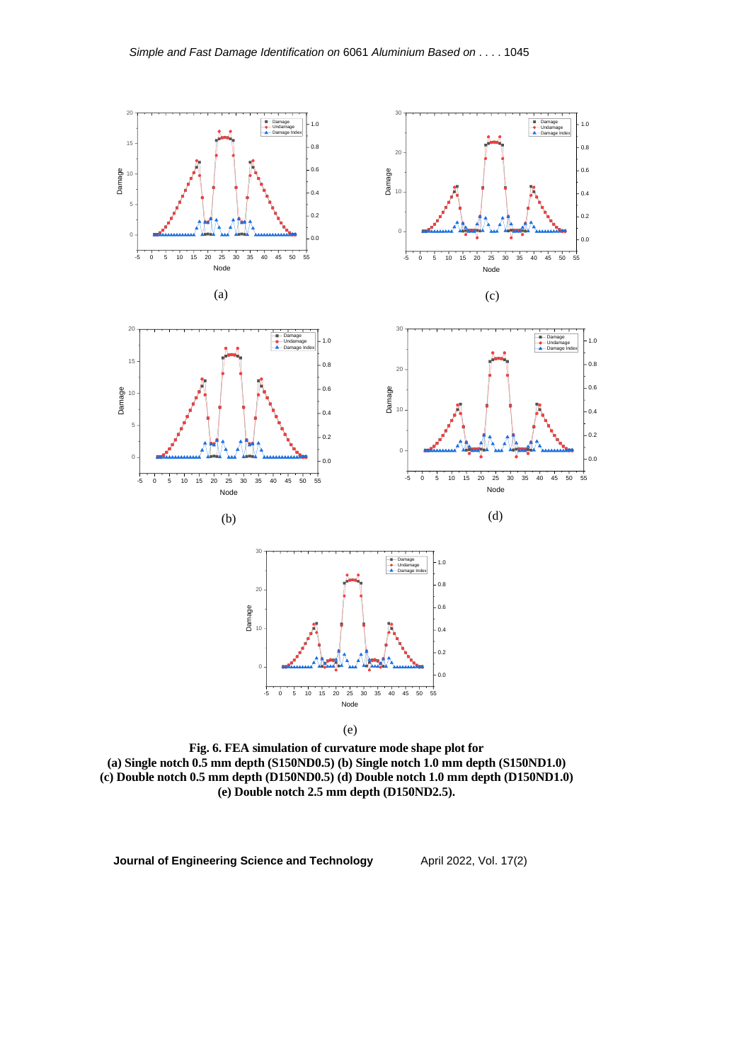(a)

(c)

(b)

(d)

(e)

**Fig. 6. FEA simulation of curvature mode shape plot for**
**(a) Single notch 0.5 mm depth (S150ND0.5) (b) Single notch 1.0 mm depth (S150ND1.0)**
**(c) Double notch 0.5 mm depth (D150ND0.5) (d) Double notch 1.0 mm depth (D150ND1.0)**
**(e) Double notch 2.5 mm depth (D150ND2.5).**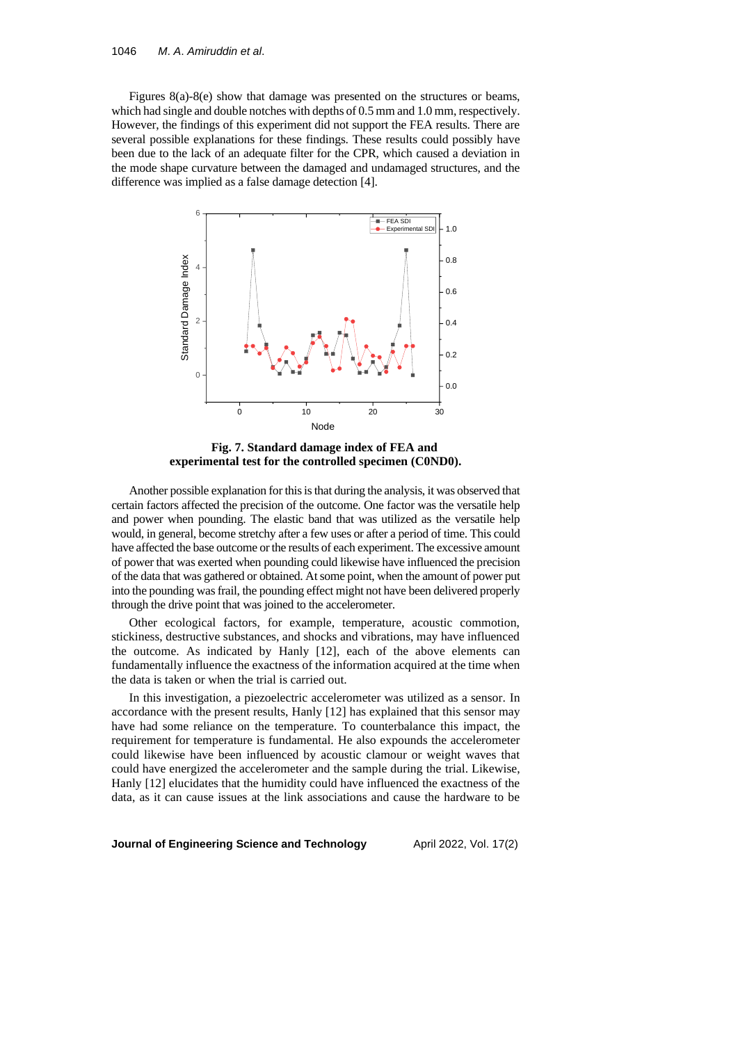Figures 8(a)-8(e) show that damage was presented on the structures or beams, which had single and double notches with depths of 0.5 mm and 1.0 mm, respectively. However, the findings of this experiment did not support the FEA results. There are several possible explanations for these findings. These results could possibly have been due to the lack of an adequate filter for the CPR, which caused a deviation in the mode shape curvature between the damaged and undamaged structures, and the difference was implied as a false damage detection [4].

**Fig. 7. Standard damage index of FEA and experimental test for the controlled specimen (C0ND0).**

Another possible explanation for this is that during the analysis, it was observed that certain factors affected the precision of the outcome. One factor was the versatile help and power when pounding. The elastic band that was utilized as the versatile help would, in general, become stretchy after a few uses or after a period of time. This could have affected the base outcome or the results of each experiment. The excessive amount of power that was exerted when pounding could likewise have influenced the precision of the data that was gathered or obtained. At some point, when the amount of power put into the pounding was frail, the pounding effect might not have been delivered properly through the drive point that was joined to the accelerometer.

Other ecological factors, for example, temperature, acoustic commotion, stickiness, destructive substances, and shocks and vibrations, may have influenced the outcome. As indicated by Hanly [12], each of the above elements can fundamentally influence the exactness of the information acquired at the time when the data is taken or when the trial is carried out.

In this investigation, a piezoelectric accelerometer was utilized as a sensor. In accordance with the present results, Hanly [12] has explained that this sensor may have had some reliance on the temperature. To counterbalance this impact, the requirement for temperature is fundamental. He also expounds the accelerometer could likewise have been influenced by acoustic clamour or weight waves that could have energized the accelerometer and the sample during the trial. Likewise, Hanly [12] elucidates that the humidity could have influenced the exactness of the data, as it can cause issues at the link associations and cause the hardware to be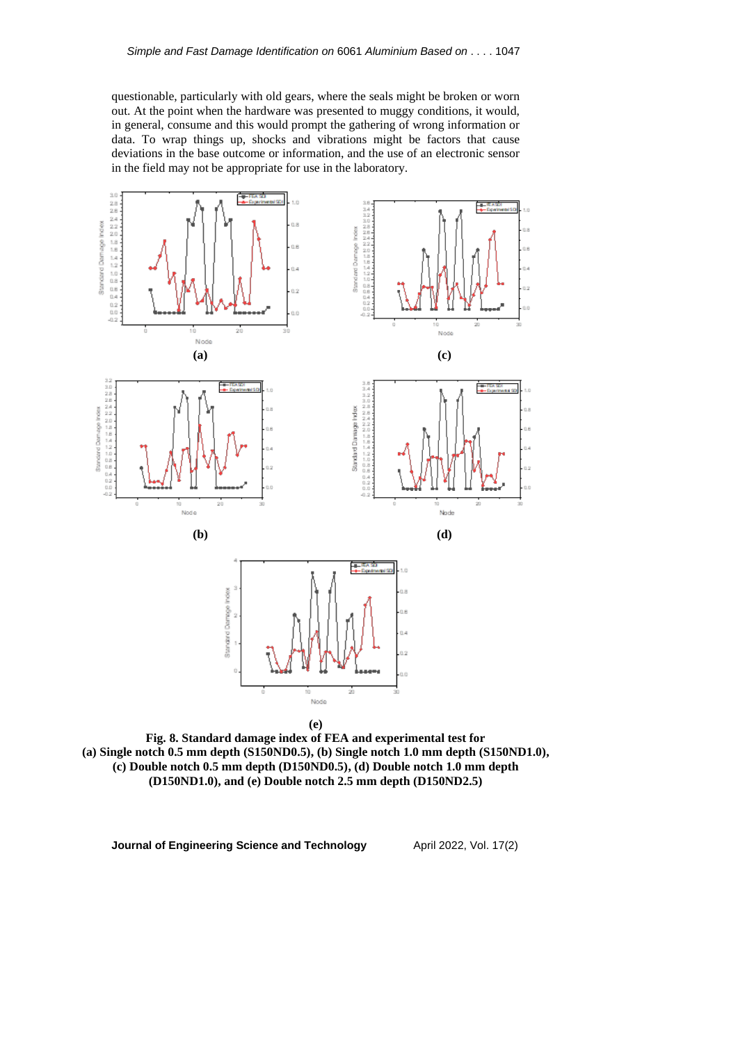questionable, particularly with old gears, where the seals might be broken or worn out. At the point when the hardware was presented to muggy conditions, it would, in general, consume and this would prompt the gathering of wrong information or data. To wrap things up, shocks and vibrations might be factors that cause deviations in the base outcome or information, and the use of an electronic sensor in the field may not be appropriate for use in the laboratory.

(a)

(c)

(b)

(d)

(e)

**Fig. 8. Standard damage index of FEA and experimental test for (a) Single notch 0.5 mm depth (S150ND0.5), (b) Single notch 1.0 mm depth (S150ND1.0), (c) Double notch 0.5 mm depth (D150ND0.5), (d) Double notch 1.0 mm depth (D150ND1.0), and (e) Double notch 2.5 mm depth (D150ND2.5)**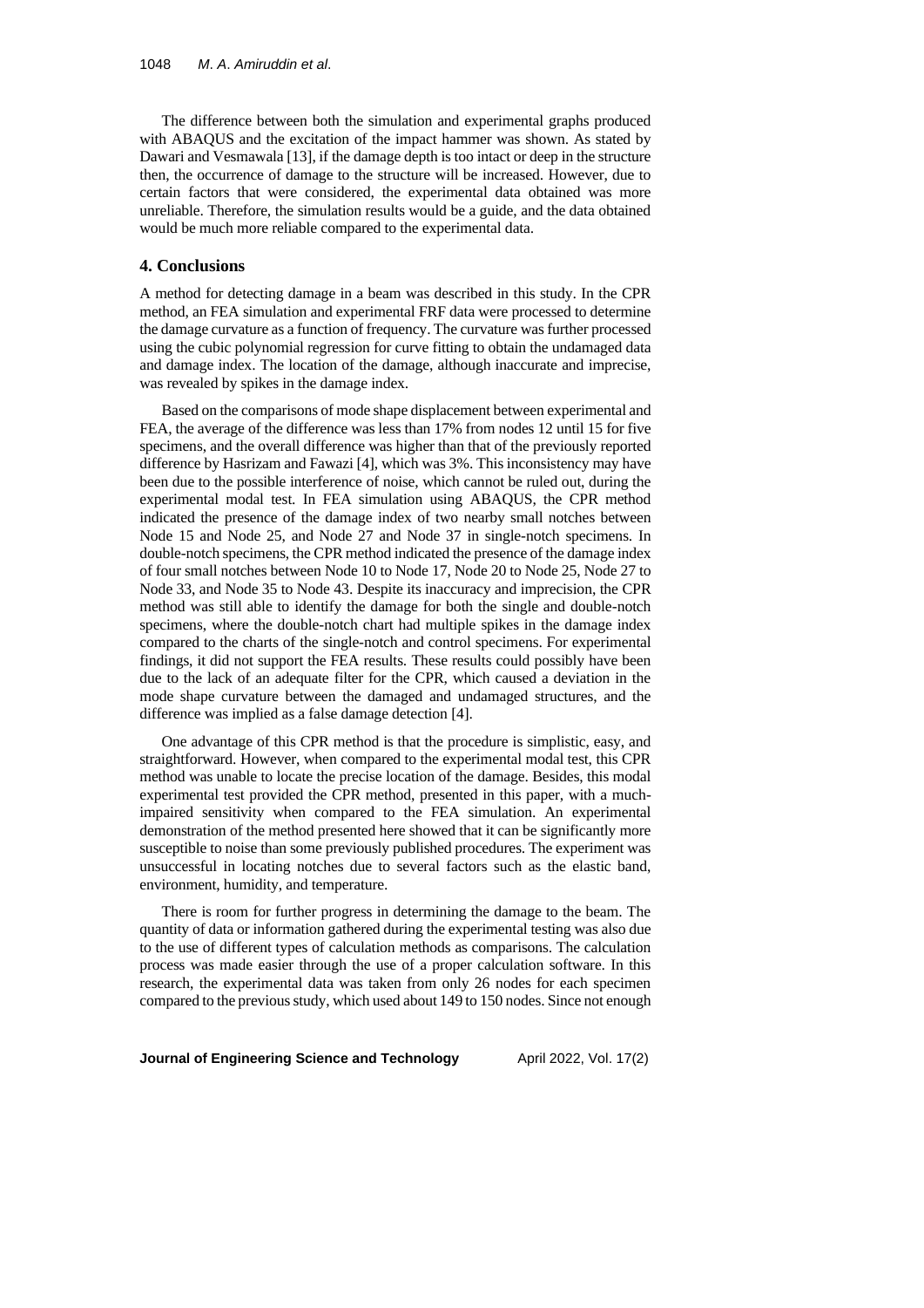The difference between both the simulation and experimental graphs produced with ABAQUS and the excitation of the impact hammer was shown. As stated by Dawari and Vesmawala [13], if the damage depth is too intact or deep in the structure then, the occurrence of damage to the structure will be increased. However, due to certain factors that were considered, the experimental data obtained was more unreliable. Therefore, the simulation results would be a guide, and the data obtained would be much more reliable compared to the experimental data.

## 4. Conclusions

A method for detecting damage in a beam was described in this study. In the CPR method, an FEA simulation and experimental FRF data were processed to determine the damage curvature as a function of frequency. The curvature was further processed using the cubic polynomial regression for curve fitting to obtain the undamaged data and damage index. The location of the damage, although inaccurate and imprecise, was revealed by spikes in the damage index.

Based on the comparisons of mode shape displacement between experimental and FEA, the average of the difference was less than 17% from nodes 12 until 15 for five specimens, and the overall difference was higher than that of the previously reported difference by Hasrizam and Fawazi [4], which was 3%. This inconsistency may have been due to the possible interference of noise, which cannot be ruled out, during the experimental modal test. In FEA simulation using ABAQUS, the CPR method indicated the presence of the damage index of two nearby small notches between Node 15 and Node 25, and Node 27 and Node 37 in single-notch specimens. In double-notch specimens, the CPR method indicated the presence of the damage index of four small notches between Node 10 to Node 17, Node 20 to Node 25, Node 27 to Node 33, and Node 35 to Node 43. Despite its inaccuracy and imprecision, the CPR method was still able to identify the damage for both the single and double-notch specimens, where the double-notch chart had multiple spikes in the damage index compared to the charts of the single-notch and control specimens. For experimental findings, it did not support the FEA results. These results could possibly have been due to the lack of an adequate filter for the CPR, which caused a deviation in the mode shape curvature between the damaged and undamaged structures, and the difference was implied as a false damage detection [4].

One advantage of this CPR method is that the procedure is simplistic, easy, and straightforward. However, when compared to the experimental modal test, this CPR method was unable to locate the precise location of the damage. Besides, this modal experimental test provided the CPR method, presented in this paper, with a much-impaired sensitivity when compared to the FEA simulation. An experimental demonstration of the method presented here showed that it can be significantly more susceptible to noise than some previously published procedures. The experiment was unsuccessful in locating notches due to several factors such as the elastic band, environment, humidity, and temperature.

There is room for further progress in determining the damage to the beam. The quantity of data or information gathered during the experimental testing was also due to the use of different types of calculation methods as comparisons. The calculation process was made easier through the use of a proper calculation software. In this research, the experimental data was taken from only 26 nodes for each specimen compared to the previous study, which used about 149 to 150 nodes. Since not enough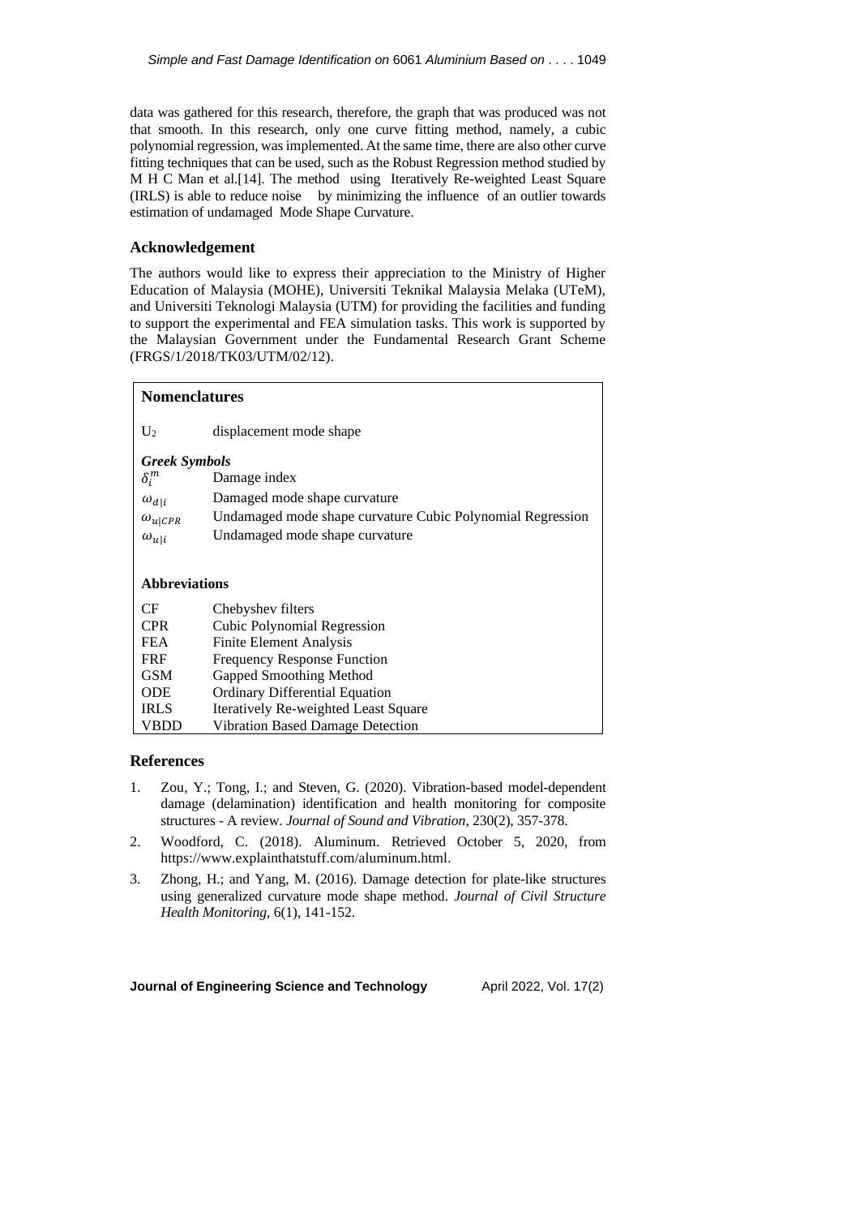data was gathered for this research, therefore, the graph that was produced was not that smooth. In this research, only one curve fitting method, namely, a cubic polynomial regression, was implemented. At the same time, there are also other curve fitting techniques that can be used, such as the Robust Regression method studied by M H C Man et al.[14]. The method using Iteratively Re-weighted Least Square (IRLS) is able to reduce noise by minimizing the influence of an outlier towards estimation of undamaged Mode Shape Curvature.

## Acknowledgement

The authors would like to express their appreciation to the Ministry of Higher Education of Malaysia (MOHE), Universiti Teknikal Malaysia Melaka (UTeM), and Universiti Teknologi Malaysia (UTM) for providing the facilities and funding to support the experimental and FEA simulation tasks. This work is supported by the Malaysian Government under the Fundamental Research Grant Scheme (FRGS/1/2018/TK03/UTM/02/12).

## Nomenclatures

| | |
|---|---|
| $U_2$ | displacement mode shape |

***Greek Symbols***

| | |
|---|---|
| $\delta_i^m$ | Damage index |
| $\omega_{d\|i}$ | Damaged mode shape curvature |
| $\omega_{u\|CPR}$ | Undamaged mode shape curvature Cubic Polynomial Regression |
| $\omega_{u\|i}$ | Undamaged mode shape curvature |

**Abbreviations**

| | |
|---|---|
| CF | Chebyshev filters |
| CPR | Cubic Polynomial Regression |
| FEA | Finite Element Analysis |
| FRF | Frequency Response Function |
| GSM | Gapped Smoothing Method |
| ODE | Ordinary Differential Equation |
| IRLS | Iteratively Re-weighted Least Square |
| VBDD | Vibration Based Damage Detection |

## References

1. Zou, Y.; Tong, I.; and Steven, G. (2020). Vibration-based model-dependent damage (delamination) identification and health monitoring for composite structures - A review. *Journal of Sound and Vibration*, 230(2), 357-378.
2. Woodford, C. (2018). Aluminum. Retrieved October 5, 2020, from https://www.explainthatstuff.com/aluminum.html.
3. Zhong, H.; and Yang, M. (2016). Damage detection for plate-like structures using generalized curvature mode shape method. *Journal of Civil Structure Health Monitoring*, 6(1), 141-152.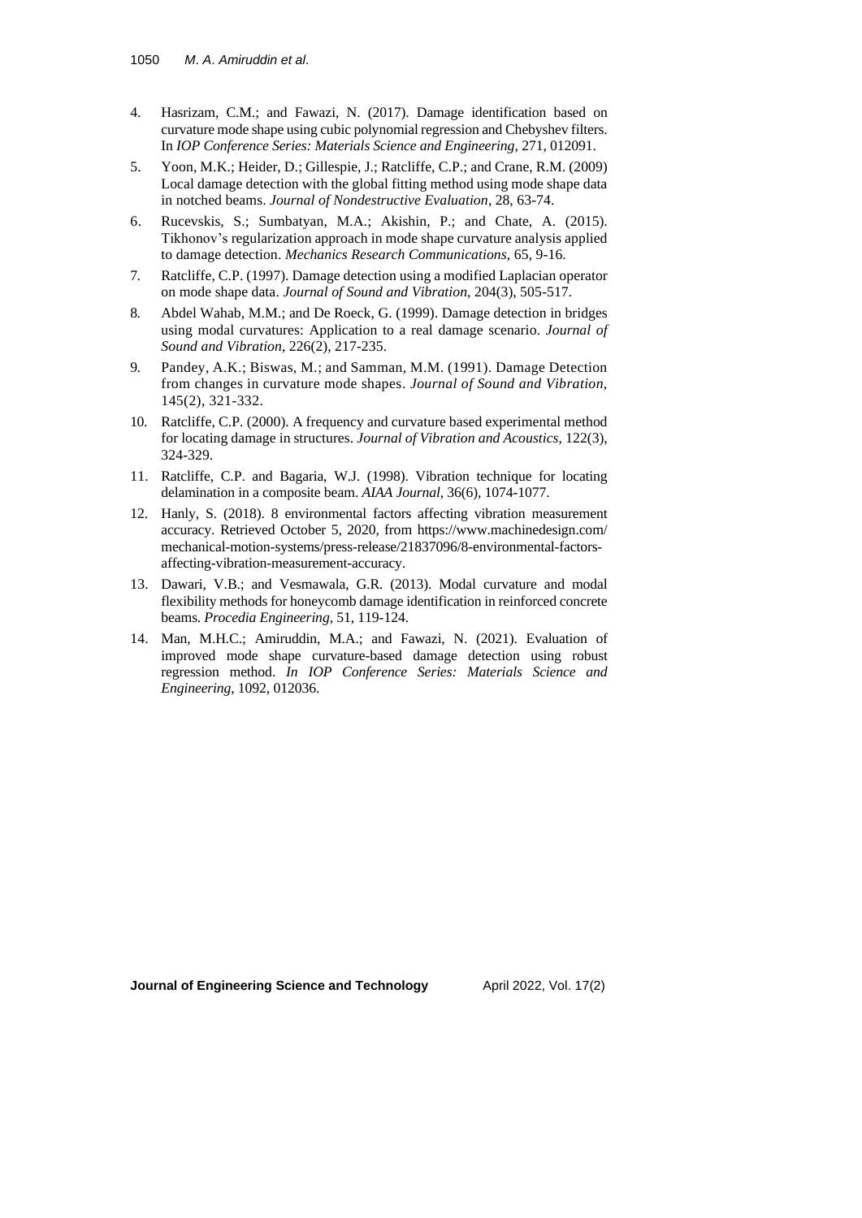4. Hasrizam, C.M.; and Fawazi, N. (2017). Damage identification based on curvature mode shape using cubic polynomial regression and Chebyshev filters. In *IOP Conference Series: Materials Science and Engineering*, 271, 012091.
5. Yoon, M.K.; Heider, D.; Gillespie, J.; Ratcliffe, C.P.; and Crane, R.M. (2009) Local damage detection with the global fitting method using mode shape data in notched beams. *Journal of Nondestructive Evaluation*, 28, 63-74.
6. Rucevskis, S.; Sumbatyan, M.A.; Akishin, P.; and Chate, A. (2015). Tikhonov's regularization approach in mode shape curvature analysis applied to damage detection. *Mechanics Research Communications*, 65, 9-16.
7. Ratcliffe, C.P. (1997). Damage detection using a modified Laplacian operator on mode shape data. *Journal of Sound and Vibration*, 204(3), 505-517.
8. Abdel Wahab, M.M.; and De Roeck, G. (1999). Damage detection in bridges using modal curvatures: Application to a real damage scenario. *Journal of Sound and Vibration*, 226(2), 217-235.
9. Pandey, A.K.; Biswas, M.; and Samman, M.M. (1991). Damage Detection from changes in curvature mode shapes. *Journal of Sound and Vibration*, 145(2), 321-332.
10. Ratcliffe, C.P. (2000). A frequency and curvature based experimental method for locating damage in structures. *Journal of Vibration and Acoustics*, 122(3), 324-329.
11. Ratcliffe, C.P. and Bagaria, W.J. (1998). Vibration technique for locating delamination in a composite beam. *AIAA Journal*, 36(6), 1074-1077.
12. Hanly, S. (2018). 8 environmental factors affecting vibration measurement accuracy. Retrieved October 5, 2020, from https://www.machinedesign.com/mechanical-motion-systems/press-release/21837096/8-environmental-factors-affecting-vibration-measurement-accuracy.
13. Dawari, V.B.; and Vesmawala, G.R. (2013). Modal curvature and modal flexibility methods for honeycomb damage identification in reinforced concrete beams. *Procedia Engineering*, 51, 119-124.
14. Man, M.H.C.; Amiruddin, M.A.; and Fawazi, N. (2021). Evaluation of improved mode shape curvature-based damage detection using robust regression method. *In IOP Conference Series: Materials Science and Engineering*, 1092, 012036.